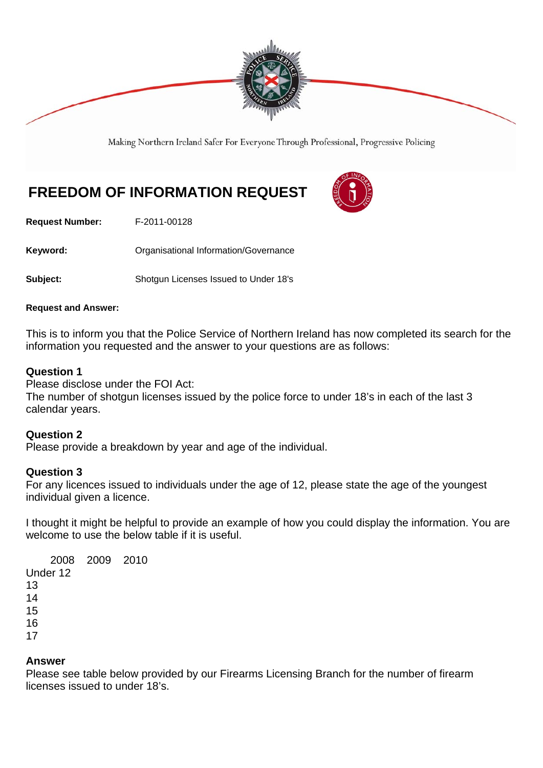Making Northern Ireland Safer For Everyone Through Professional, Progressive Policing

# FREEDOM OF INFORMATION REQUEST

**Request Number:** F-2011-00128

**Keyword:** Organisational Information/Governance

**Subject:** Shotgun Licenses Issued to Under 18's

**Request and Answer:**

This is to inform you that the Police Service of Northern Ireland has now completed its search for the information you requested and the answer to your questions are as follows:

**Question 1**
Please disclose under the FOI Act:
The number of shotgun licenses issued by the police force to under 18's in each of the last 3 calendar years.

**Question 2**
Please provide a breakdown by year and age of the individual.

**Question 3**
For any licences issued to individuals under the age of 12, please state the age of the youngest individual given a licence.

I thought it might be helpful to provide an example of how you could display the information. You are welcome to use the below table if it is useful.

| | 2008 | 2009 | 2010 |
|---|---|---|---|
| Under 12 | | | |
| 13 | | | |
| 14 | | | |
| 15 | | | |
| 16 | | | |
| 17 | | | |

**Answer**
Please see table below provided by our Firearms Licensing Branch for the number of firearm licenses issued to under 18's.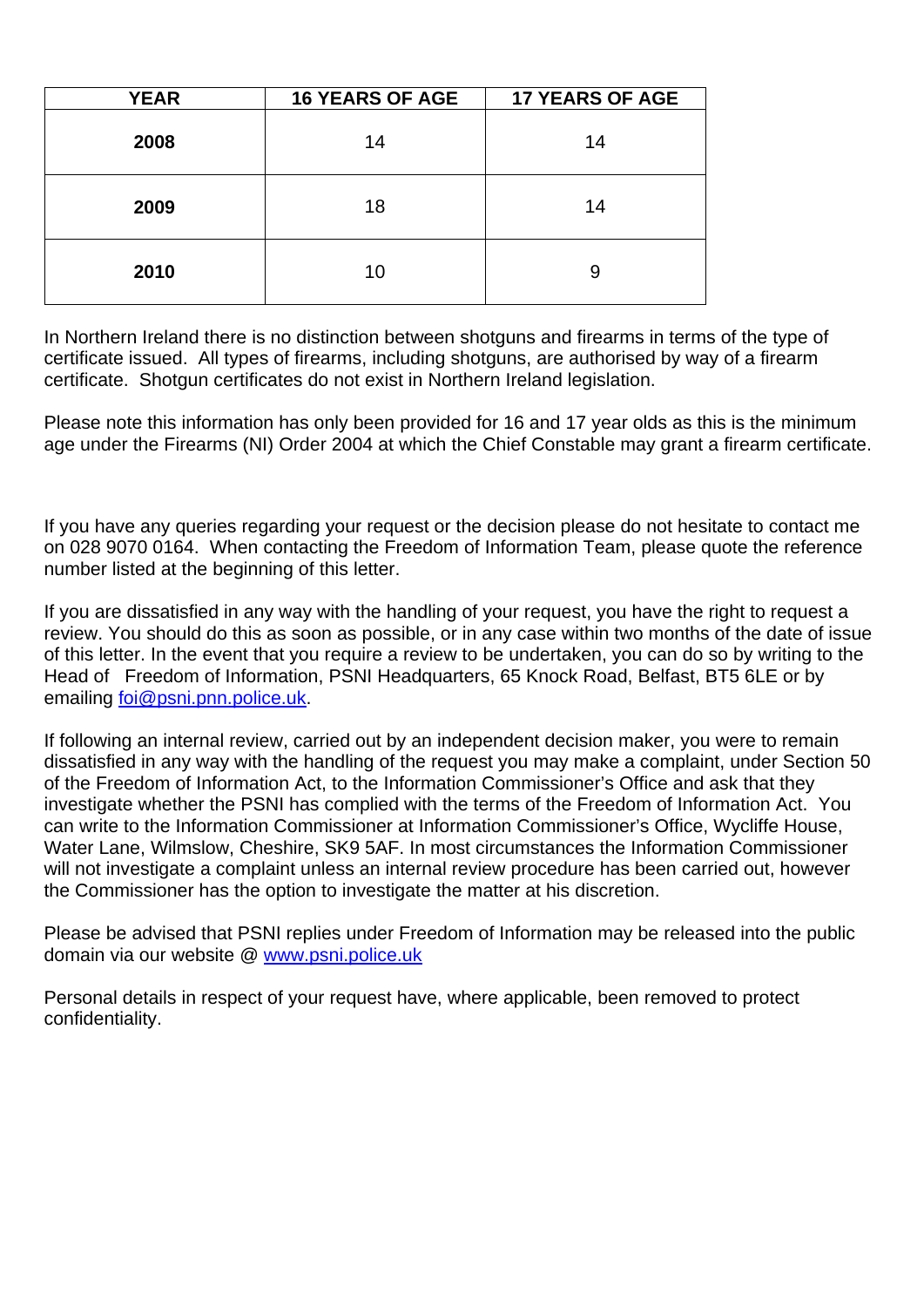| YEAR | 16 YEARS OF AGE | 17 YEARS OF AGE |
|---|---|---|
| **2008** | 14 | 14 |
| **2009** | 18 | 14 |
| **2010** | 10 | 9 |

In Northern Ireland there is no distinction between shotguns and firearms in terms of the type of certificate issued. All types of firearms, including shotguns, are authorised by way of a firearm certificate. Shotgun certificates do not exist in Northern Ireland legislation.

Please note this information has only been provided for 16 and 17 year olds as this is the minimum age under the Firearms (NI) Order 2004 at which the Chief Constable may grant a firearm certificate.

If you have any queries regarding your request or the decision please do not hesitate to contact me on 028 9070 0164. When contacting the Freedom of Information Team, please quote the reference number listed at the beginning of this letter.

If you are dissatisfied in any way with the handling of your request, you have the right to request a review. You should do this as soon as possible, or in any case within two months of the date of issue of this letter. In the event that you require a review to be undertaken, you can do so by writing to the Head of Freedom of Information, PSNI Headquarters, 65 Knock Road, Belfast, BT5 6LE or by emailing foi@psni.pnn.police.uk.

If following an internal review, carried out by an independent decision maker, you were to remain dissatisfied in any way with the handling of the request you may make a complaint, under Section 50 of the Freedom of Information Act, to the Information Commissioner's Office and ask that they investigate whether the PSNI has complied with the terms of the Freedom of Information Act. You can write to the Information Commissioner at Information Commissioner's Office, Wycliffe House, Water Lane, Wilmslow, Cheshire, SK9 5AF. In most circumstances the Information Commissioner will not investigate a complaint unless an internal review procedure has been carried out, however the Commissioner has the option to investigate the matter at his discretion.

Please be advised that PSNI replies under Freedom of Information may be released into the public domain via our website @ www.psni.police.uk

Personal details in respect of your request have, where applicable, been removed to protect confidentiality.